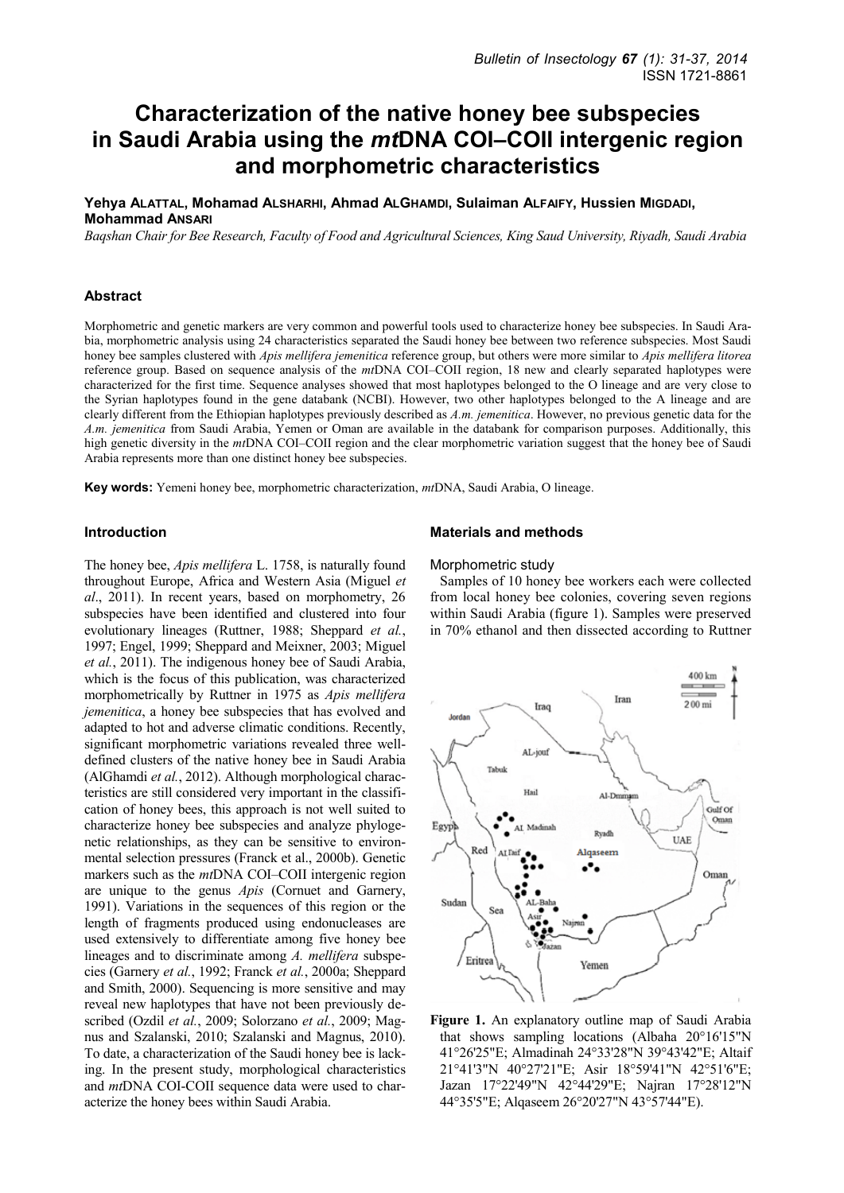# Characterization of the native honey bee subspecies in Saudi Arabia using the *mt*DNA COI–COII intergenic region and morphometric characteristics

**Yehya Alattal, Mohamad Alsharhi, Ahmad Alghamdi, Sulaiman Alfaify, Hussien Migdadi, Mohammad Ansari**

*Baqshan Chair for Bee Research, Faculty of Food and Agricultural Sciences, King Saud University, Riyadh, Saudi Arabia*

## Abstract

Morphometric and genetic markers are very common and powerful tools used to characterize honey bee subspecies. In Saudi Arabia, morphometric analysis using 24 characteristics separated the Saudi honey bee between two reference subspecies. Most Saudi honey bee samples clustered with *Apis mellifera jemenitica* reference group, but others were more similar to *Apis mellifera litorea* reference group. Based on sequence analysis of the *mt*DNA COI–COII region, 18 new and clearly separated haplotypes were characterized for the first time. Sequence analyses showed that most haplotypes belonged to the O lineage and are very close to the Syrian haplotypes found in the gene databank (NCBI). However, two other haplotypes belonged to the A lineage and are clearly different from the Ethiopian haplotypes previously described as *A.m. jemenitica*. However, no previous genetic data for the *A.m. jemenitica* from Saudi Arabia, Yemen or Oman are available in the databank for comparison purposes. Additionally, this high genetic diversity in the *mt*DNA COI–COII region and the clear morphometric variation suggest that the honey bee of Saudi Arabia represents more than one distinct honey bee subspecies.

**Key words:** Yemeni honey bee, morphometric characterization, *mt*DNA, Saudi Arabia, O lineage.

## Introduction

The honey bee, *Apis mellifera* L. 1758, is naturally found throughout Europe, Africa and Western Asia (Miguel *et al*., 2011). In recent years, based on morphometry, 26 subspecies have been identified and clustered into four evolutionary lineages (Ruttner, 1988; Sheppard *et al.*, 1997; Engel, 1999; Sheppard and Meixner, 2003; Miguel *et al.*, 2011). The indigenous honey bee of Saudi Arabia, which is the focus of this publication, was characterized morphometrically by Ruttner in 1975 as *Apis mellifera jemenitica*, a honey bee subspecies that has evolved and adapted to hot and adverse climatic conditions. Recently, significant morphometric variations revealed three well-defined clusters of the native honey bee in Saudi Arabia (AlGhamdi *et al.*, 2012). Although morphological characteristics are still considered very important in the classification of honey bees, this approach is not well suited to characterize honey bee subspecies and analyze phylogenetic relationships, as they can be sensitive to environmental selection pressures (Franck et al., 2000b). Genetic markers such as the *mt*DNA COI–COII intergenic region are unique to the genus *Apis* (Cornuet and Garnery, 1991). Variations in the sequences of this region or the length of fragments produced using endonucleases are used extensively to differentiate among five honey bee lineages and to discriminate among *A. mellifera* subspecies (Garnery *et al.*, 1992; Franck *et al.*, 2000a; Sheppard and Smith, 2000). Sequencing is more sensitive and may reveal new haplotypes that have not been previously described (Ozdil *et al.*, 2009; Solorzano *et al.*, 2009; Magnus and Szalanski, 2010; Szalanski and Magnus, 2010). To date, a characterization of the Saudi honey bee is lacking. In the present study, morphological characteristics and *mt*DNA COI-COII sequence data were used to characterize the honey bees within Saudi Arabia.

## Materials and methods

### Morphometric study

Samples of 10 honey bee workers each were collected from local honey bee colonies, covering seven regions within Saudi Arabia (figure 1). Samples were preserved in 70% ethanol and then dissected according to Ruttner

**Figure 1.** An explanatory outline map of Saudi Arabia that shows sampling locations (Albaha 20°16'15"N 41°26'25"E; Almadinah 24°33'28"N 39°43'42"E; Altaif 21°41'3"N 40°27'21"E; Asir 18°59'41"N 42°51'6"E; Jazan 17°22'49"N 42°44'29"E; Najran 17°28'12"N 44°35'5"E; Alqaseem 26°20'27"N 43°57'44"E).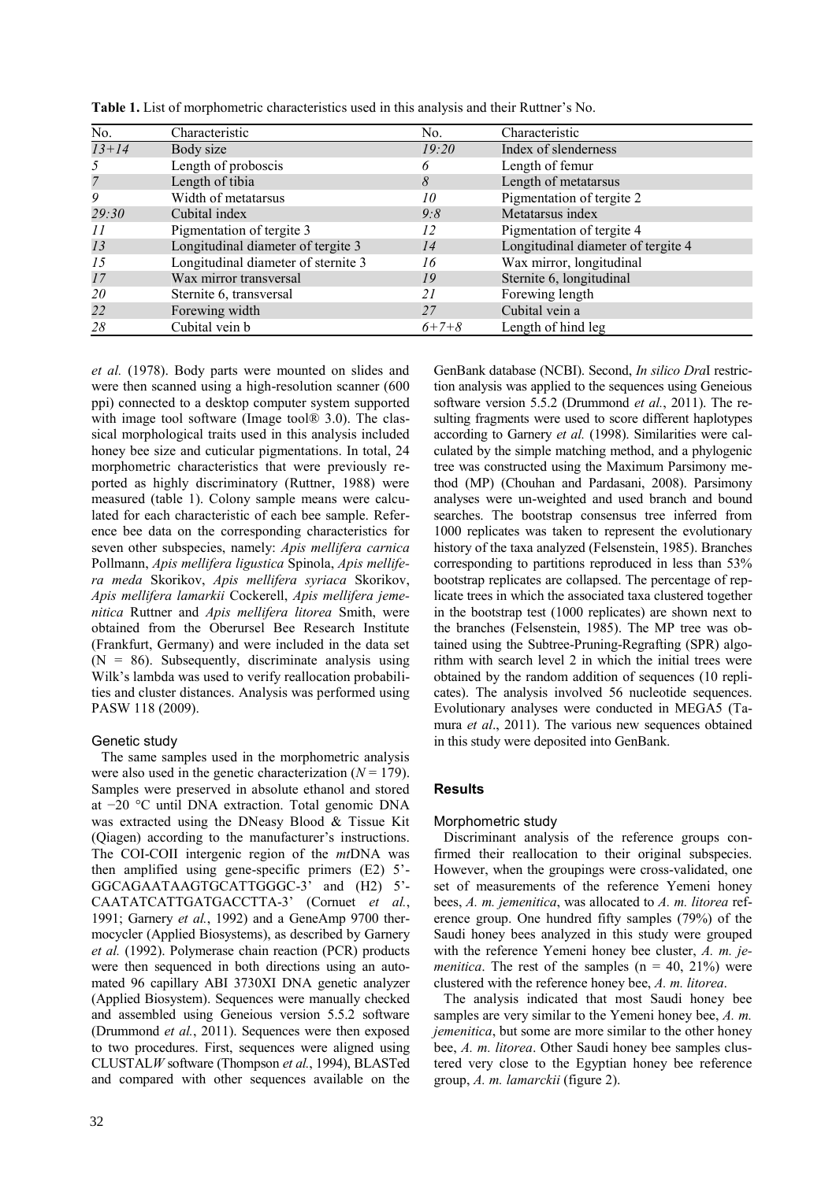**Table 1.** List of morphometric characteristics used in this analysis and their Ruttner's No.

| No. | Characteristic | No. | Characteristic |
|---|---|---|---|
| *13+14* | Body size | *19:20* | Index of slenderness |
| *5* | Length of proboscis | *6* | Length of femur |
| *7* | Length of tibia | *8* | Length of metatarsus |
| *9* | Width of metatarsus | *10* | Pigmentation of tergite 2 |
| *29:30* | Cubital index | *9:8* | Metatarsus index |
| *11* | Pigmentation of tergite 3 | *12* | Pigmentation of tergite 4 |
| *13* | Longitudinal diameter of tergite 3 | *14* | Longitudinal diameter of tergite 4 |
| *15* | Longitudinal diameter of sternite 3 | *16* | Wax mirror, longitudinal |
| *17* | Wax mirror transversal | *19* | Sternite 6, longitudinal |
| *20* | Sternite 6, transversal | *21* | Forewing length |
| *22* | Forewing width | *27* | Cubital vein a |
| *28* | Cubital vein b | *6+7+8* | Length of hind leg |

*et al.* (1978). Body parts were mounted on slides and were then scanned using a high-resolution scanner (600 ppi) connected to a desktop computer system supported with image tool software (Image tool® 3.0). The classical morphological traits used in this analysis included honey bee size and cuticular pigmentations. In total, 24 morphometric characteristics that were previously reported as highly discriminatory (Ruttner, 1988) were measured (table 1). Colony sample means were calculated for each characteristic of each bee sample. Reference bee data on the corresponding characteristics for seven other subspecies, namely: *Apis mellifera carnica* Pollmann, *Apis mellifera ligustica* Spinola, *Apis mellifera meda* Skorikov, *Apis mellifera syriaca* Skorikov, *Apis mellifera lamarkii* Cockerell, *Apis mellifera jemenitica* Ruttner and *Apis mellifera litorea* Smith, were obtained from the Oberursel Bee Research Institute (Frankfurt, Germany) and were included in the data set (N = 86). Subsequently, discriminate analysis using Wilk's lambda was used to verify reallocation probabilities and cluster distances. Analysis was performed using PASW 118 (2009).

### Genetic study

The same samples used in the morphometric analysis were also used in the genetic characterization ($N = 179$). Samples were preserved in absolute ethanol and stored at −20 °C until DNA extraction. Total genomic DNA was extracted using the DNeasy Blood & Tissue Kit (Qiagen) according to the manufacturer's instructions. The COI-COII intergenic region of the *mt*DNA was then amplified using gene-specific primers (E2) 5'-GGCAGAATAAGTGCATTGGGC-3' and (H2) 5'-CAATATCATTGATGACCTTA-3' (Cornuet *et al.*, 1991; Garnery *et al.*, 1992) and a GeneAmp 9700 thermocycler (Applied Biosystems), as described by Garnery *et al.* (1992). Polymerase chain reaction (PCR) products were then sequenced in both directions using an automated 96 capillary ABI 3730XI DNA genetic analyzer (Applied Biosystem). Sequences were manually checked and assembled using Geneious version 5.5.2 software (Drummond *et al.*, 2011). Sequences were then exposed to two procedures. First, sequences were aligned using CLUSTAL*W* software (Thompson *et al.*, 1994), BLASTed and compared with other sequences available on the GenBank database (NCBI). Second, *In silico Dra*I restriction analysis was applied to the sequences using Geneious software version 5.5.2 (Drummond *et al.*, 2011). The resulting fragments were used to score different haplotypes according to Garnery *et al.* (1998). Similarities were calculated by the simple matching method, and a phylogenic tree was constructed using the Maximum Parsimony method (MP) (Chouhan and Pardasani, 2008). Parsimony analyses were un-weighted and used branch and bound searches. The bootstrap consensus tree inferred from 1000 replicates was taken to represent the evolutionary history of the taxa analyzed (Felsenstein, 1985). Branches corresponding to partitions reproduced in less than 53% bootstrap replicates are collapsed. The percentage of replicate trees in which the associated taxa clustered together in the bootstrap test (1000 replicates) are shown next to the branches (Felsenstein, 1985). The MP tree was obtained using the Subtree-Pruning-Regrafting (SPR) algorithm with search level 2 in which the initial trees were obtained by the random addition of sequences (10 replicates). The analysis involved 56 nucleotide sequences. Evolutionary analyses were conducted in MEGA5 (Tamura *et al*., 2011). The various new sequences obtained in this study were deposited into GenBank.

## Results

### Morphometric study

Discriminant analysis of the reference groups confirmed their reallocation to their original subspecies. However, when the groupings were cross-validated, one set of measurements of the reference Yemeni honey bees, *A. m. jemenitica*, was allocated to *A. m. litorea* reference group. One hundred fifty samples (79%) of the Saudi honey bees analyzed in this study were grouped with the reference Yemeni honey bee cluster, *A. m. jemenitica*. The rest of the samples (n = 40, 21%) were clustered with the reference honey bee, *A. m. litorea*.

The analysis indicated that most Saudi honey bee samples are very similar to the Yemeni honey bee, *A. m. jemenitica*, but some are more similar to the other honey bee, *A. m. litorea*. Other Saudi honey bee samples clustered very close to the Egyptian honey bee reference group, *A. m. lamarckii* (figure 2).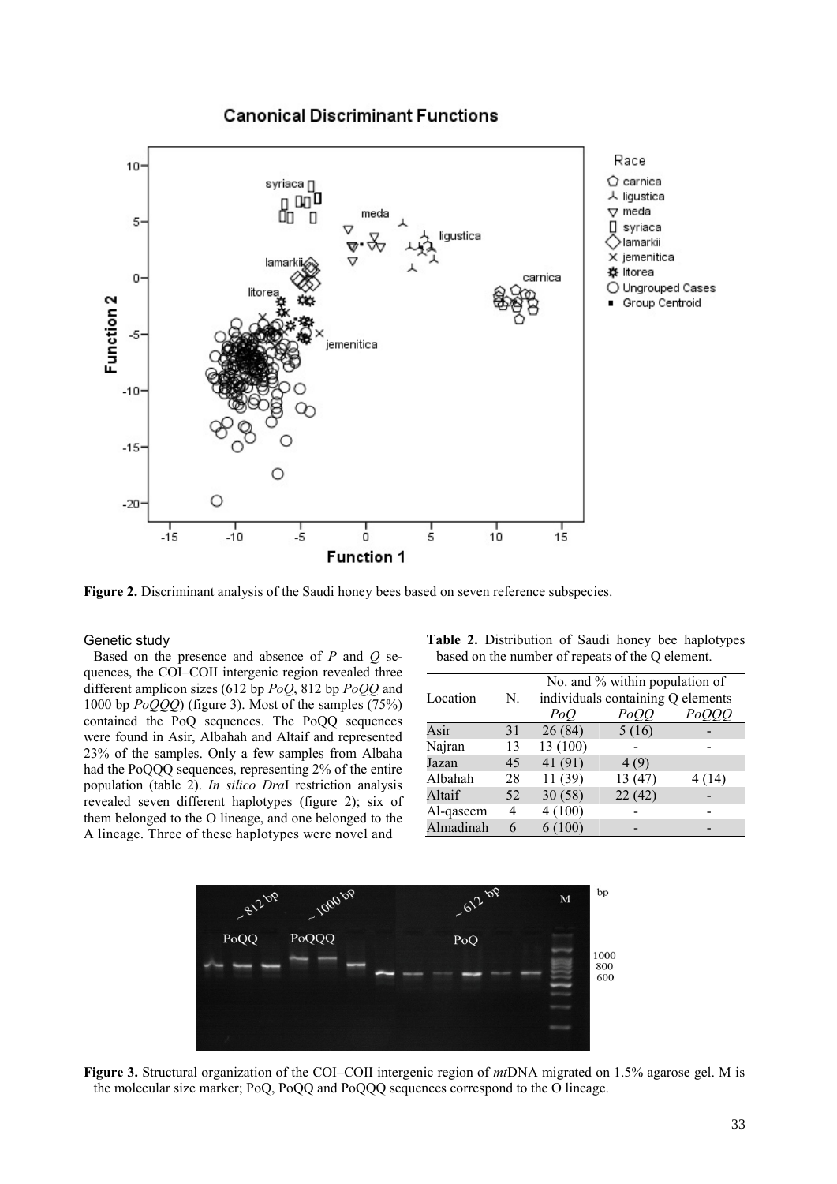**Figure 2.** Discriminant analysis of the Saudi honey bees based on seven reference subspecies.

### Genetic study

Based on the presence and absence of *P* and *Q* sequences, the COI–COII intergenic region revealed three different amplicon sizes (612 bp *PoQ*, 812 bp *PoQQ* and 1000 bp *PoQQQ*) (figure 3). Most of the samples (75%) contained the PoQ sequences. The PoQQ sequences were found in Asir, Albahah and Altaif and represented 23% of the samples. Only a few samples from Albaha had the PoQQQ sequences, representing 2% of the entire population (table 2). *In silico Dra*I restriction analysis revealed seven different haplotypes (figure 2); six of them belonged to the O lineage, and one belonged to the A lineage. Three of these haplotypes were novel and

**Table 2.** Distribution of Saudi honey bee haplotypes based on the number of repeats of the Q element.

| Location | N. | No. and % within population of individuals containing Q elements | | |
|---|---|---|---|---|
| | | *PoQ* | *PoQQ* | *PoQQQ* |
| Asir | 31 | 26 (84) | 5 (16) | - |
| Najran | 13 | 13 (100) | - | - |
| Jazan | 45 | 41 (91) | 4 (9) | |
| Albahah | 28 | 11 (39) | 13 (47) | 4 (14) |
| Altaif | 52 | 30 (58) | 22 (42) | - |
| Al-qaseem | 4 | 4 (100) | - | - |
| Almadinah | 6 | 6 (100) | - | - |

**Figure 3.** Structural organization of the COI–COII intergenic region of *mt*DNA migrated on 1.5% agarose gel. M is the molecular size marker; PoQ, PoQQ and PoQQQ sequences correspond to the O lineage.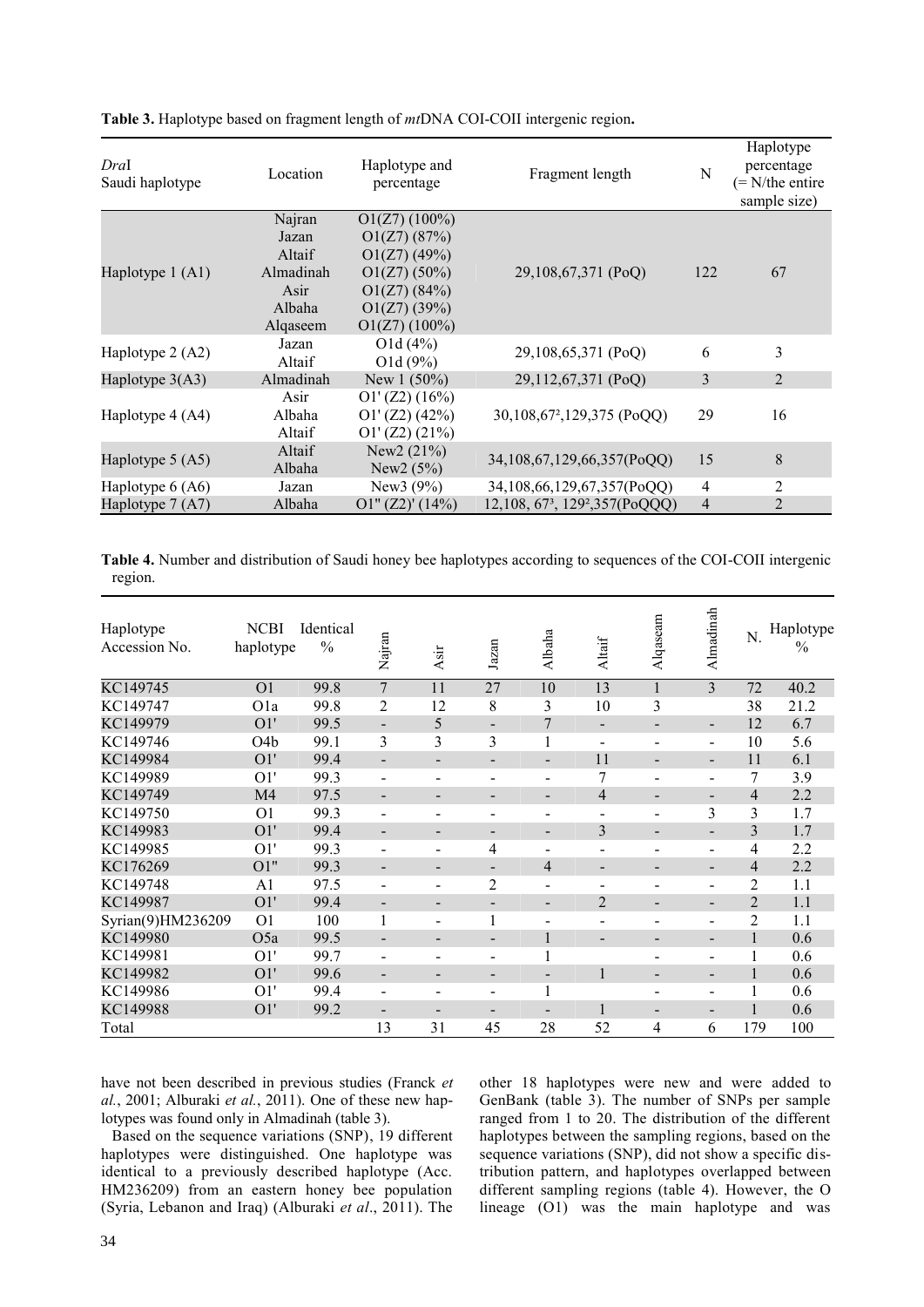**Table 3.** Haplotype based on fragment length of *mt*DNA COI-COII intergenic region**.**

| *Dra*I Saudi haplotype | Location | Haplotype and percentage | Fragment length | N | Haplotype percentage (= N/the entire sample size) |
|---|---|---|---|---|---|
| Haplotype 1 (A1) | Najran<br>Jazan<br>Altaif<br>Almadinah<br>Asir<br>Albaha<br>Alqaseem | O1(Z7) (100%)<br>O1(Z7) (87%)<br>O1(Z7) (49%)<br>O1(Z7) (50%)<br>O1(Z7) (84%)<br>O1(Z7) (39%)<br>O1(Z7) (100%) | 29,108,67,371 (PoQ) | 122 | 67 |
| Haplotype 2 (A2) | Jazan<br>Altaif | O1d (4%)<br>O1d (9%) | 29,108,65,371 (PoQ) | 6 | 3 |
| Haplotype 3(A3) | Almadinah | New 1 (50%) | 29,112,67,371 (PoQ) | 3 | 2 |
| Haplotype 4 (A4) | Asir<br>Albaha<br>Altaif | O1' (Z2) (16%)<br>O1' (Z2) (42%)<br>O1' (Z2) (21%) | 30,108,67$^{2}$,129,375 (PoQQ) | 29 | 16 |
| Haplotype 5 (A5) | Altaif<br>Albaha | New2 (21%)<br>New2 (5%) | 34,108,67,129,66,357(PoQQ) | 15 | 8 |
| Haplotype 6 (A6) | Jazan | New3 (9%) | 34,108,66,129,67,357(PoQQ) | 4 | 2 |
| Haplotype 7 (A7) | Albaha | O1" (Z2)' (14%) | 12,108, 67$^{3}$, 129$^{2}$,357(PoQQQ) | 4 | 2 |

**Table 4.** Number and distribution of Saudi honey bee haplotypes according to sequences of the COI-COII intergenic region.

| Haplotype Accession No. | NCBI haplotype | Identical % | Najran | Asir | Jazan | Albaha | Altaif | Alqaseam | Almadinah | N. | Haplotype % |
|---|---|---|---|---|---|---|---|---|---|---|---|
| KC149745 | O1 | 99.8 | 7 | 11 | 27 | 10 | 13 | 1 | 3 | 72 | 40.2 |
| KC149747 | O1a | 99.8 | 2 | 12 | 8 | 3 | 10 | 3 | | 38 | 21.2 |
| KC149979 | O1' | 99.5 | - | 5 | - | 7 | - | - | - | 12 | 6.7 |
| KC149746 | O4b | 99.1 | 3 | 3 | 3 | 1 | - | - | - | 10 | 5.6 |
| KC149984 | O1' | 99.4 | - | - | - | - | 11 | - | - | 11 | 6.1 |
| KC149989 | O1' | 99.3 | - | - | - | - | 7 | - | - | 7 | 3.9 |
| KC149749 | M4 | 97.5 | - | - | - | - | 4 | - | - | 4 | 2.2 |
| KC149750 | O1 | 99.3 | - | - | - | - | - | - | 3 | 3 | 1.7 |
| KC149983 | O1' | 99.4 | - | - | - | - | 3 | - | - | 3 | 1.7 |
| KC149985 | O1' | 99.3 | - | - | 4 | - | - | - | - | 4 | 2.2 |
| KC176269 | O1" | 99.3 | - | - | - | 4 | - | - | - | 4 | 2.2 |
| KC149748 | A1 | 97.5 | - | - | 2 | - | - | - | - | 2 | 1.1 |
| KC149987 | O1' | 99.4 | - | - | - | - | 2 | - | - | 2 | 1.1 |
| Syrian(9)HM236209 | O1 | 100 | 1 | - | 1 | - | - | - | - | 2 | 1.1 |
| KC149980 | O5a | 99.5 | - | - | - | 1 | - | - | - | 1 | 0.6 |
| KC149981 | O1' | 99.7 | - | - | - | 1 | | - | - | 1 | 0.6 |
| KC149982 | O1' | 99.6 | - | - | - | - | 1 | - | - | 1 | 0.6 |
| KC149986 | O1' | 99.4 | - | - | - | 1 | | - | - | 1 | 0.6 |
| KC149988 | O1' | 99.2 | - | - | - | - | 1 | - | - | 1 | 0.6 |
| Total | | | 13 | 31 | 45 | 28 | 52 | 4 | 6 | 179 | 100 |

have not been described in previous studies (Franck *et al.*, 2001; Alburaki *et al.*, 2011). One of these new haplotypes was found only in Almadinah (table 3).

Based on the sequence variations (SNP), 19 different haplotypes were distinguished. One haplotype was identical to a previously described haplotype (Acc. HM236209) from an eastern honey bee population (Syria, Lebanon and Iraq) (Alburaki *et al*., 2011). The other 18 haplotypes were new and were added to GenBank (table 3). The number of SNPs per sample ranged from 1 to 20. The distribution of the different haplotypes between the sampling regions, based on the sequence variations (SNP), did not show a specific distribution pattern, and haplotypes overlapped between different sampling regions (table 4). However, the O lineage (O1) was the main haplotype and was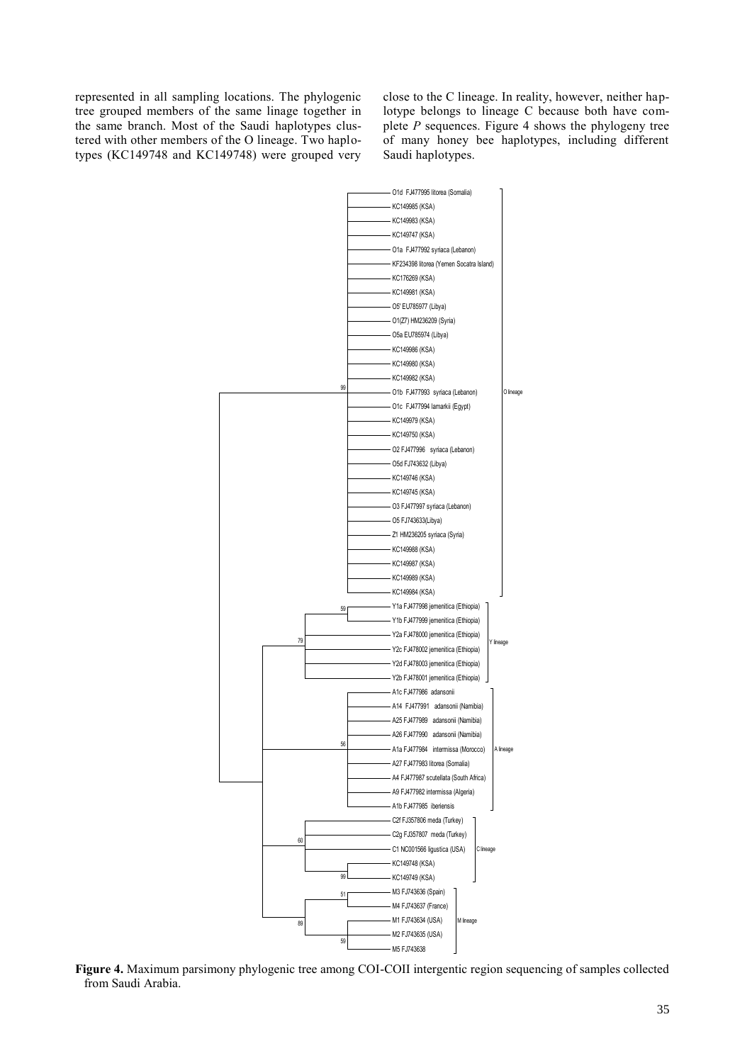represented in all sampling locations. The phylogenic tree grouped members of the same linage together in the same branch. Most of the Saudi haplotypes clustered with other members of the O lineage. Two haplotypes (KC149748 and KC149748) were grouped very close to the C lineage. In reality, however, neither haplotype belongs to lineage C because both have complete *P* sequences. Figure 4 shows the phylogeny tree of many honey bee haplotypes, including different Saudi haplotypes.

**Figure 4.** Maximum parsimony phylogenic tree among COI-COII intergentic region sequencing of samples collected from Saudi Arabia.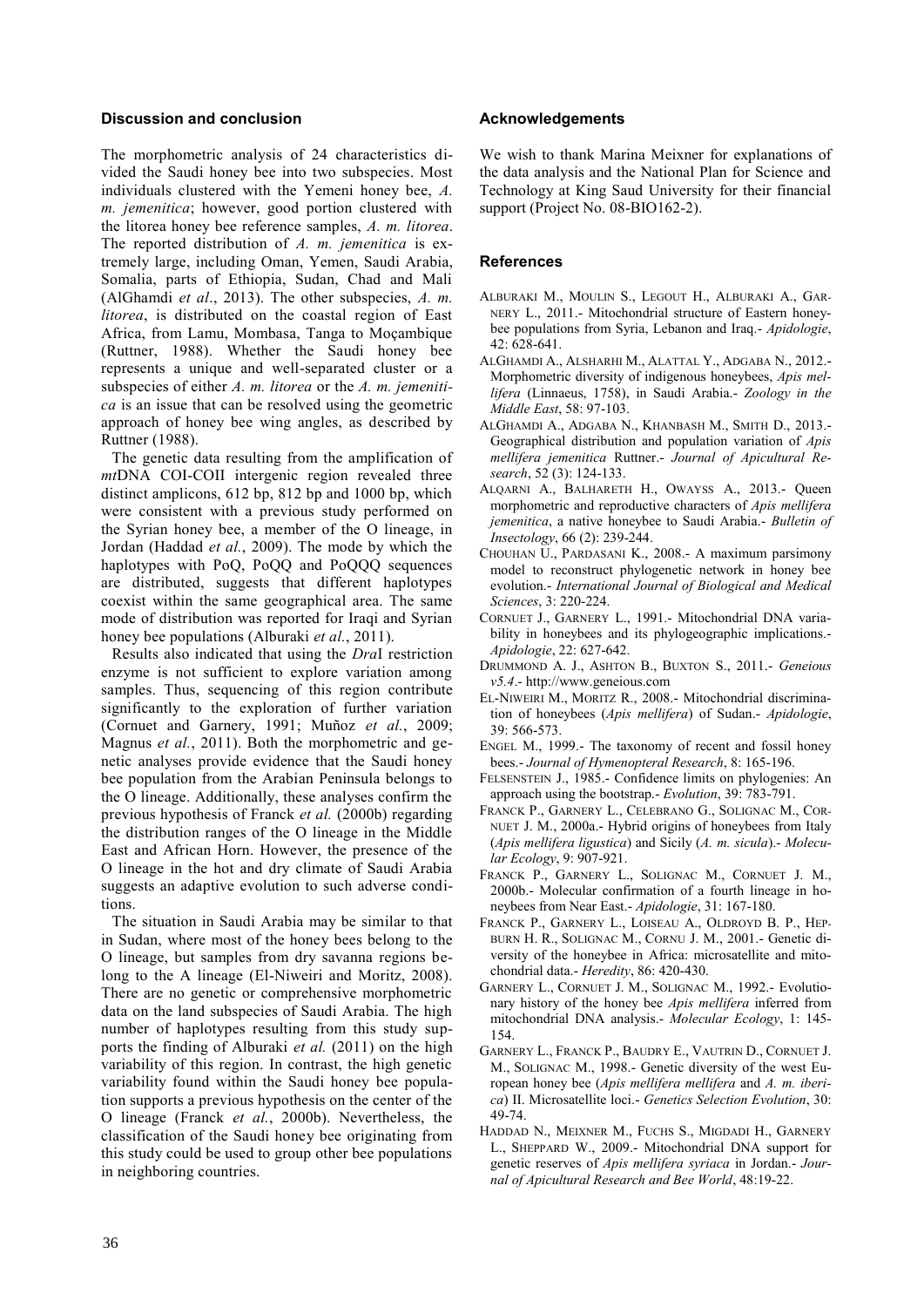## Discussion and conclusion

The morphometric analysis of 24 characteristics divided the Saudi honey bee into two subspecies. Most individuals clustered with the Yemeni honey bee, *A. m. jemenitica*; however, good portion clustered with the litorea honey bee reference samples, *A. m. litorea*. The reported distribution of *A. m. jemenitica* is extremely large, including Oman, Yemen, Saudi Arabia, Somalia, parts of Ethiopia, Sudan, Chad and Mali (AlGhamdi *et al*., 2013). The other subspecies, *A. m. litorea*, is distributed on the coastal region of East Africa, from Lamu, Mombasa, Tanga to Moçambique (Ruttner, 1988). Whether the Saudi honey bee represents a unique and well-separated cluster or a subspecies of either *A. m. litorea* or the *A. m. jemenitica* is an issue that can be resolved using the geometric approach of honey bee wing angles, as described by Ruttner (1988).

The genetic data resulting from the amplification of *mt*DNA COI-COII intergenic region revealed three distinct amplicons, 612 bp, 812 bp and 1000 bp, which were consistent with a previous study performed on the Syrian honey bee, a member of the O lineage, in Jordan (Haddad *et al.*, 2009). The mode by which the haplotypes with PoQ, PoQQ and PoQQQ sequences are distributed, suggests that different haplotypes coexist within the same geographical area. The same mode of distribution was reported for Iraqi and Syrian honey bee populations (Alburaki *et al.*, 2011).

Results also indicated that using the *Dra*I restriction enzyme is not sufficient to explore variation among samples. Thus, sequencing of this region contribute significantly to the exploration of further variation (Cornuet and Garnery, 1991; Muñoz *et al.*, 2009; Magnus *et al.*, 2011). Both the morphometric and genetic analyses provide evidence that the Saudi honey bee population from the Arabian Peninsula belongs to the O lineage. Additionally, these analyses confirm the previous hypothesis of Franck *et al.* (2000b) regarding the distribution ranges of the O lineage in the Middle East and African Horn. However, the presence of the O lineage in the hot and dry climate of Saudi Arabia suggests an adaptive evolution to such adverse conditions.

The situation in Saudi Arabia may be similar to that in Sudan, where most of the honey bees belong to the O lineage, but samples from dry savanna regions belong to the A lineage (El-Niweiri and Moritz, 2008). There are no genetic or comprehensive morphometric data on the land subspecies of Saudi Arabia. The high number of haplotypes resulting from this study supports the finding of Alburaki *et al.* (2011) on the high variability of this region. In contrast, the high genetic variability found within the Saudi honey bee population supports a previous hypothesis on the center of the O lineage (Franck *et al.*, 2000b). Nevertheless, the classification of the Saudi honey bee originating from this study could be used to group other bee populations in neighboring countries.

## Acknowledgements

We wish to thank Marina Meixner for explanations of the data analysis and the National Plan for Science and Technology at King Saud University for their financial support (Project No. 08-BIO162-2).

## References

ALBURAKI M., MOULIN S., LEGOUT H., ALBURAKI A., GARNERY L., 2011.- Mitochondrial structure of Eastern honeybee populations from Syria, Lebanon and Iraq.- *Apidologie*, 42: 628-641.

ALGHAMDI A., ALSHARHI M., ALATTAL Y., ADGABA N., 2012.- Morphometric diversity of indigenous honeybees, *Apis mellifera* (Linnaeus, 1758), in Saudi Arabia.- *Zoology in the Middle East*, 58: 97-103.

ALGHAMDI A., ADGABA N., KHANBASH M., SMITH D., 2013.- Geographical distribution and population variation of *Apis mellifera jemenitica* Ruttner.- *Journal of Apicultural Research*, 52 (3): 124-133.

ALQARNI A., BALHARETH H., OWAYSS A., 2013.- Queen morphometric and reproductive characters of *Apis mellifera jemenitica*, a native honeybee to Saudi Arabia.- *Bulletin of Insectology*, 66 (2): 239-244.

CHOUHAN U., PARDASANI K., 2008.- A maximum parsimony model to reconstruct phylogenetic network in honey bee evolution.- *International Journal of Biological and Medical Sciences*, 3: 220-224.

CORNUET J., GARNERY L., 1991.- Mitochondrial DNA variability in honeybees and its phylogeographic implications.- *Apidologie*, 22: 627-642.

DRUMMOND A. J., ASHTON B., BUXTON S., 2011.- *Geneious v5.4*.- http://www.geneious.com

EL-NIWEIRI M., MORITZ R., 2008.- Mitochondrial discrimination of honeybees (*Apis mellifera*) of Sudan.- *Apidologie*, 39: 566-573.

ENGEL M., 1999.- The taxonomy of recent and fossil honey bees.- *Journal of Hymenopteral Research*, 8: 165-196.

FELSENSTEIN J., 1985.- Confidence limits on phylogenies: An approach using the bootstrap.- *Evolution*, 39: 783-791.

FRANCK P., GARNERY L., CELEBRANO G., SOLIGNAC M., CORNUET J. M., 2000a.- Hybrid origins of honeybees from Italy (*Apis mellifera ligustica*) and Sicily (*A. m. sicula*).- *Molecular Ecology*, 9: 907-921.

FRANCK P., GARNERY L., SOLIGNAC M., CORNUET J. M., 2000b.- Molecular confirmation of a fourth lineage in honeybees from Near East.- *Apidologie*, 31: 167-180.

FRANCK P., GARNERY L., LOISEAU A., OLDROYD B. P., HEPBURN H. R., SOLIGNAC M., CORNU J. M., 2001.- Genetic diversity of the honeybee in Africa: microsatellite and mitochondrial data.- *Heredity*, 86: 420-430.

GARNERY L., CORNUET J. M., SOLIGNAC M., 1992.- Evolutionary history of the honey bee *Apis mellifera* inferred from mitochondrial DNA analysis.- *Molecular Ecology*, 1: 145-154.

GARNERY L., FRANCK P., BAUDRY E., VAUTRIN D., CORNUET J. M., SOLIGNAC M., 1998.- Genetic diversity of the west European honey bee (*Apis mellifera mellifera* and *A. m. iberica*) II. Microsatellite loci.- *Genetics Selection Evolution*, 30: 49-74.

HADDAD N., MEIXNER M., FUCHS S., MIGDADI H., GARNERY L., SHEPPARD W., 2009.- Mitochondrial DNA support for genetic reserves of *Apis mellifera syriaca* in Jordan.- *Journal of Apicultural Research and Bee World*, 48:19-22.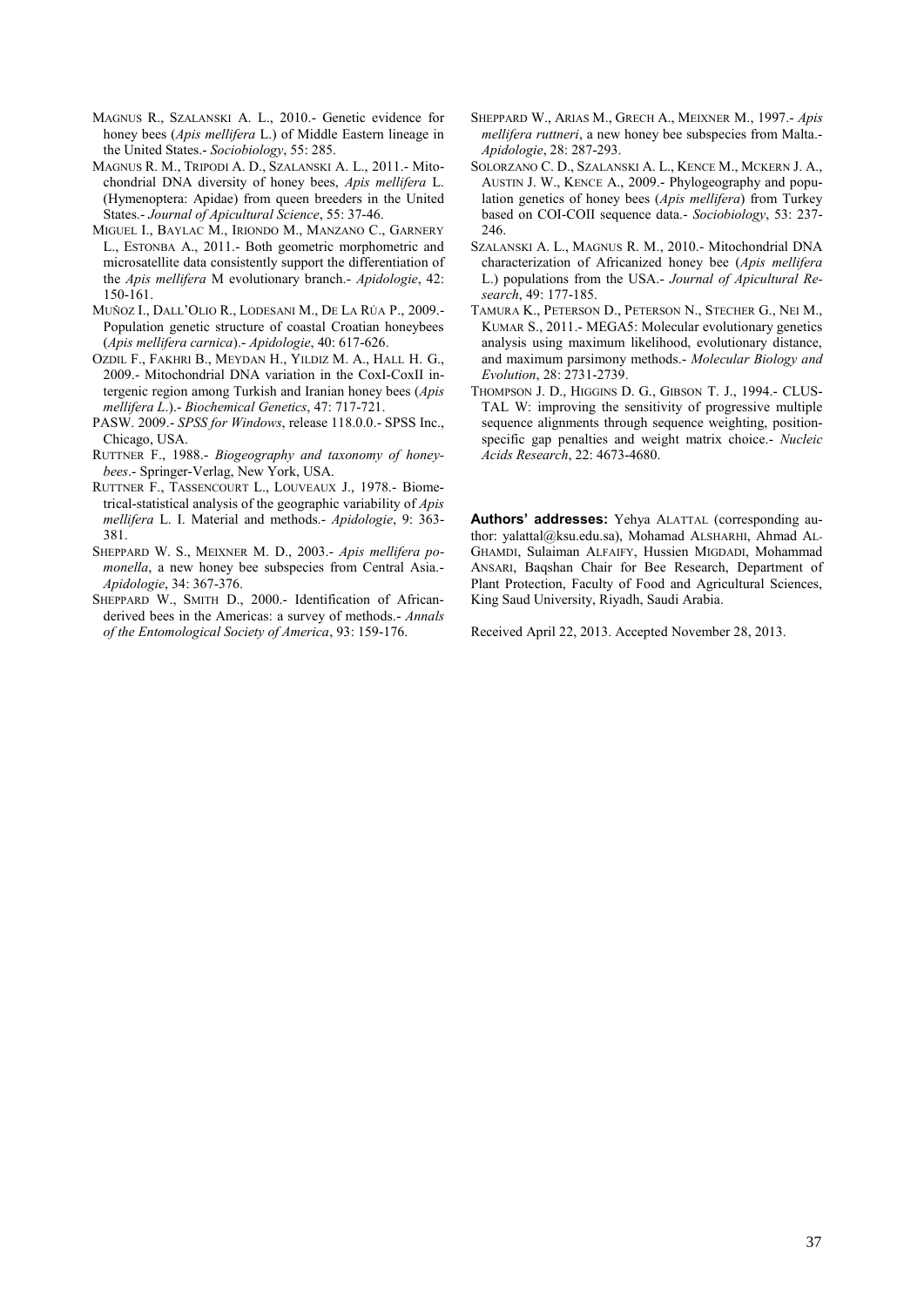MAGNUS R., SZALANSKI A. L., 2010.- Genetic evidence for honey bees (*Apis mellifera* L.) of Middle Eastern lineage in the United States.- *Sociobiology*, 55: 285.

MAGNUS R. M., TRIPODI A. D., SZALANSKI A. L., 2011.- Mitochondrial DNA diversity of honey bees, *Apis mellifera* L. (Hymenoptera: Apidae) from queen breeders in the United States.- *Journal of Apicultural Science*, 55: 37-46.

MIGUEL I., BAYLAC M., IRIONDO M., MANZANO C., GARNERY L., ESTONBA A., 2011.- Both geometric morphometric and microsatellite data consistently support the differentiation of the *Apis mellifera* M evolutionary branch.- *Apidologie*, 42: 150-161.

MUÑOZ I., DALL'OLIO R., LODESANI M., DE LA RÚA P., 2009.- Population genetic structure of coastal Croatian honeybees (*Apis mellifera carnica*).- *Apidologie*, 40: 617-626.

OZDIL F., FAKHRI B., MEYDAN H., YILDIZ M. A., HALL H. G., 2009.- Mitochondrial DNA variation in the CoxI-CoxII intergenic region among Turkish and Iranian honey bees (*Apis mellifera L.*).- *Biochemical Genetics*, 47: 717-721.

PASW. 2009.- *SPSS for Windows*, release 118.0.0.- SPSS Inc., Chicago, USA.

RUTTNER F., 1988.- *Biogeography and taxonomy of honeybees*.- Springer-Verlag, New York, USA.

RUTTNER F., TASSENCOURT L., LOUVEAUX J., 1978.- Biometrical-statistical analysis of the geographic variability of *Apis mellifera* L. I. Material and methods.- *Apidologie*, 9: 363-381.

SHEPPARD W. S., MEIXNER M. D., 2003.- *Apis mellifera pomonella*, a new honey bee subspecies from Central Asia.- *Apidologie*, 34: 367-376.

SHEPPARD W., SMITH D., 2000.- Identification of African-derived bees in the Americas: a survey of methods.- *Annals of the Entomological Society of America*, 93: 159-176.

SHEPPARD W., ARIAS M., GRECH A., MEIXNER M., 1997.- *Apis mellifera ruttneri*, a new honey bee subspecies from Malta.- *Apidologie*, 28: 287-293.

SOLORZANO C. D., SZALANSKI A. L., KENCE M., MCKERN J. A., AUSTIN J. W., KENCE A., 2009.- Phylogeography and population genetics of honey bees (*Apis mellifera*) from Turkey based on COI-COII sequence data.- *Sociobiology*, 53: 237-246.

SZALANSKI A. L., MAGNUS R. M., 2010.- Mitochondrial DNA characterization of Africanized honey bee (*Apis mellifera* L.) populations from the USA.- *Journal of Apicultural Research*, 49: 177-185.

TAMURA K., PETERSON D., PETERSON N., STECHER G., NEI M., KUMAR S., 2011.- MEGA5: Molecular evolutionary genetics analysis using maximum likelihood, evolutionary distance, and maximum parsimony methods.- *Molecular Biology and Evolution*, 28: 2731-2739.

THOMPSON J. D., HIGGINS D. G., GIBSON T. J., 1994.- CLUSTAL W: improving the sensitivity of progressive multiple sequence alignments through sequence weighting, position-specific gap penalties and weight matrix choice.- *Nucleic Acids Research*, 22: 4673-4680.

**Authors' addresses:** Yehya ALATTAL (corresponding author: yalattal@ksu.edu.sa), Mohamad ALSHARHI, Ahmad AL-GHAMDI, Sulaiman ALFAIFY, Hussien MIGDADI, Mohammad ANSARI, Baqshan Chair for Bee Research, Department of Plant Protection, Faculty of Food and Agricultural Sciences, King Saud University, Riyadh, Saudi Arabia.

Received April 22, 2013. Accepted November 28, 2013.